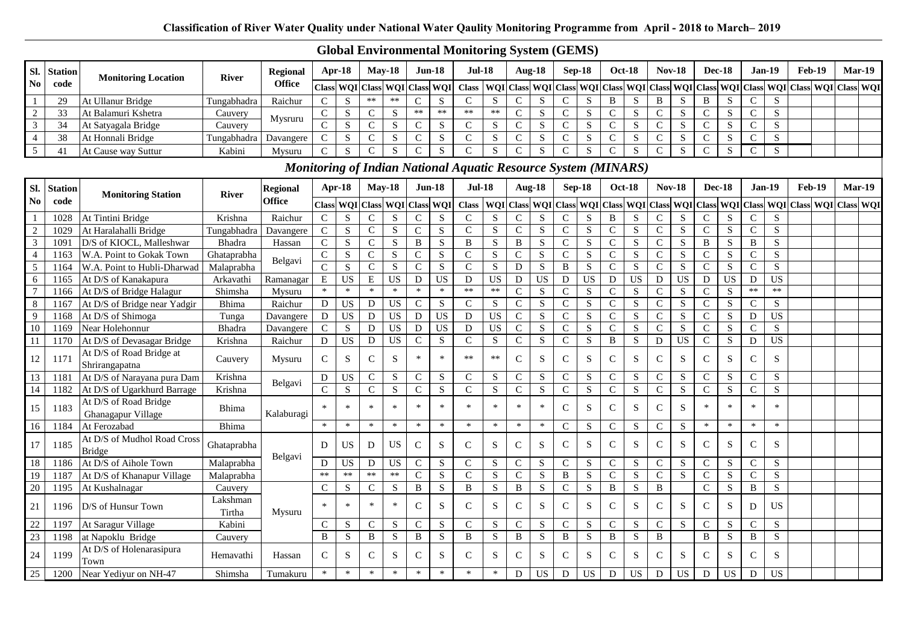**Classification of River Water Quality under National Water Qaulity Monitoring Programme from April - 2018 to March– 2019**

## Global Environmental Monitoring System (GEMS)

| Sl. No | Station code | Monitoring Location | River | Regional Office | Apr-18 | | May-18 | | Jun-18 | | Jul-18 | | Aug-18 | | Sep-18 | | Oct-18 | | Nov-18 | | Dec-18 | | Jan-19 | | Feb-19 | | Mar-19 | |
|---|---|---|---|---|---|---|---|---|---|---|---|---|---|---|---|---|---|---|---|---|---|---|---|---|---|---|---|---|
| | | | | | Class | WQI | Class | WQI | Class | WQI | Class | WQI | Class | WQI | Class | WQI | Class | WQI | Class | WQI | Class | WQI | Class | WQI | Class | WQI | Class | WQI |
| 1 | 29 | At Ullanur Bridge | Tungabhadra | Raichur | C | S | ** | ** | C | S | C | S | C | S | C | S | B | S | B | S | B | S | C | S | | | | |
| 2 | 33 | At Balamuri Kshetra | Cauvery | Mysruru | C | S | C | S | ** | ** | ** | ** | C | S | C | S | C | S | C | S | C | S | C | S | | | | |
| 3 | 34 | At Satyagala Bridge | Cauvery | | C | S | C | S | C | S | C | S | C | S | C | S | C | S | C | S | C | S | C | S | | | | |
| 4 | 38 | At Honnali Bridge | Tungabhadra | Davangere | C | S | C | S | C | S | C | S | C | S | C | S | C | S | C | S | C | S | C | S | | | | |
| 5 | 41 | At Cause way Suttur | Kabini | Mysuru | C | S | C | S | C | S | C | S | C | S | C | S | C | S | C | S | C | S | C | S | | | | |

## *Monitoring of Indian National Aquatic Resource System (MINARS)*

| Sl. No | Station code | Monitoring Station | River | Regional Office | Apr-18 | | May-18 | | Jun-18 | | Jul-18 | | Aug-18 | | Sep-18 | | Oct-18 | | Nov-18 | | Dec-18 | | Jan-19 | | Feb-19 | | Mar-19 | |
|---|---|---|---|---|---|---|---|---|---|---|---|---|---|---|---|---|---|---|---|---|---|---|---|---|---|---|---|---|
| | | | | | Class | WQI | Class | WQI | Class | WQI | Class | WQI | Class | WQI | Class | WQI | Class | WQI | Class | WQI | Class | WQI | Class | WQI | Class | WQI | Class | WQI |
| 1 | 1028 | At Tintini Bridge | Krishna | Raichur | C | S | C | S | C | S | C | S | C | S | C | S | B | S | C | S | C | S | C | S | | | | |
| 2 | 1029 | At Haralahalli Bridge | Tungabhadra | Davangere | C | S | C | S | C | S | C | S | C | S | C | S | C | S | C | S | C | S | C | S | | | | |
| 3 | 1091 | D/S of KIOCL, Malleshwar | Bhadra | Hassan | C | S | C | S | B | S | B | S | B | S | C | S | C | S | C | S | B | S | B | S | | | | |
| 4 | 1163 | W.A. Point to Gokak Town | Ghataprabha | Belgavi | C | S | C | S | C | S | C | S | C | S | C | S | C | S | C | S | C | S | C | S | | | | |
| 5 | 1164 | W.A. Point to Hubli-Dharwad | Malaprabha | | C | S | C | S | C | S | C | S | D | S | B | S | C | S | C | S | C | S | C | S | | | | |
| 6 | 1165 | At D/S of Kanakapura | Arkavathi | Ramanagar | E | US | E | US | D | US | D | US | D | US | D | US | D | US | D | US | D | US | D | US | | | | |
| 7 | 1166 | At D/S of Bridge Halagur | Shimsha | Mysuru | * | * | * | * | * | * | ** | ** | C | S | C | S | C | S | C | S | C | S | ** | ** | | | | |
| 8 | 1167 | At D/S of Bridge near Yadgir | Bhima | Raichur | D | US | D | US | C | S | C | S | C | S | C | S | C | S | C | S | C | S | C | S | | | | |
| 9 | 1168 | At D/S of Shimoga | Tunga | Davangere | D | US | D | US | D | US | D | US | C | S | C | S | C | S | C | S | C | S | D | US | | | | |
| 10 | 1169 | Near Holehonnur | Bhadra | Davangere | C | S | D | US | D | US | D | US | C | S | C | S | C | S | C | S | C | S | C | S | | | | |
| 11 | 1170 | At D/S of Devasagar Bridge | Krishna | Raichur | D | US | D | US | C | S | C | S | C | S | C | S | B | S | D | US | C | S | D | US | | | | |
| 12 | 1171 | At D/S of Road Bridge at Shrirangapatna | Cauvery | Mysuru | C | S | C | S | * | * | ** | ** | C | S | C | S | C | S | C | S | C | S | C | S | | | | |
| 13 | 1181 | At D/S of Narayana pura Dam | Krishna | Belgavi | D | US | C | S | C | S | C | S | C | S | C | S | C | S | C | S | C | S | C | S | | | | |
| 14 | 1182 | At D/S of Ugarkhurd Barrage | Krishna | | C | S | C | S | C | S | C | S | C | S | C | S | C | S | C | S | C | S | C | S | | | | |
| 15 | 1183 | At D/S of Road Bridge Ghanagapur Village | Bhima | Kalaburagi | * | * | * | * | * | * | * | * | * | * | C | S | C | S | C | S | * | * | * | * | | | | |
| 16 | 1184 | At Ferozabad | Bhima | | * | * | * | * | * | * | * | * | * | * | C | S | C | S | C | S | * | * | * | * | | | | |
| 17 | 1185 | At D/S of Mudhol Road Cross Bridge | Ghataprabha | Belgavi | D | US | D | US | C | S | C | S | C | S | C | S | C | S | C | S | C | S | C | S | | | | |
| 18 | 1186 | At D/S of Aihole Town | Malaprabha | | D | US | D | US | C | S | C | S | C | S | C | S | C | S | C | S | C | S | C | S | | | | |
| 19 | 1187 | At D/S of Khanapur Village | Malaprabha | | ** | ** | ** | ** | C | S | C | S | C | S | B | S | C | S | C | S | C | S | C | S | | | | |
| 20 | 1195 | At Kushalnagar | Cauvery | Mysuru | C | S | C | S | B | S | B | S | B | S | C | S | B | S | B | | C | S | B | S | | | | |
| 21 | 1196 | D/S of Hunsur Town | Lakshman Tirtha | | * | * | * | * | C | S | C | S | C | S | C | S | C | S | C | S | C | S | D | US | | | | |
| 22 | 1197 | At Saragur Village | Kabini | | C | S | C | S | C | S | C | S | C | S | C | S | C | S | C | S | C | S | C | S | | | | |
| 23 | 1198 | at Napoklu Bridge | Cauvery | | B | S | B | S | B | S | B | S | B | S | B | S | B | S | B | | B | S | B | S | | | | |
| 24 | 1199 | At D/S of Holenarasipura Town | Hemavathi | Hassan | C | S | C | S | C | S | C | S | C | S | C | S | C | S | C | S | C | S | C | S | | | | |
| 25 | 1200 | Near Yediyur on NH-47 | Shimsha | Tumakuru | * | * | * | * | * | * | * | * | D | US | D | US | D | US | D | US | D | US | D | US | | | | |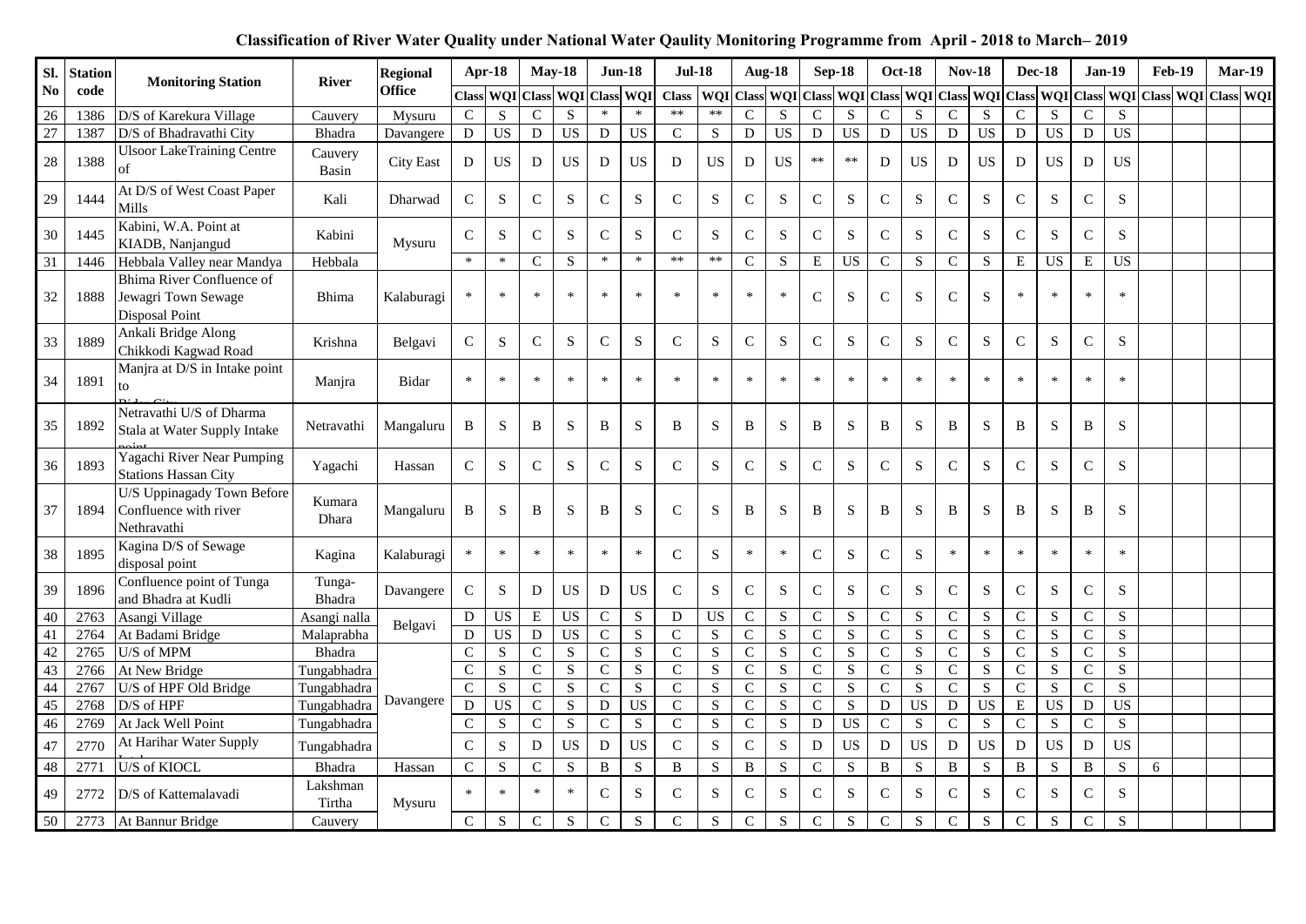**Classification of River Water Quality under National Water Qaulity Monitoring Programme from April - 2018 to March– 2019**

| Sl. No | Station code | Monitoring Station | River | Regional Office | Apr-18 | | May-18 | | Jun-18 | | Jul-18 | | Aug-18 | | Sep-18 | | Oct-18 | | Nov-18 | | Dec-18 | | Jan-19 | | Feb-19 | | Mar-19 | |
|---|---|---|---|---|---|---|---|---|---|---|---|---|---|---|---|---|---|---|---|---|---|---|---|---|---|---|---|---|
| | | | | | Class | WQI | Class | WQI | Class | WQI | Class | WQI | Class | WQI | Class | WQI | Class | WQI | Class | WQI | Class | WQI | Class | WQI | Class | WQI | Class | WQI |
| 26 | 1386 | D/S of Karekura Village | Cauvery | Mysuru | C | S | C | S | * | * | ** | ** | C | S | C | S | C | S | C | S | C | S | C | S | | | | |
| 27 | 1387 | D/S of Bhadravathi City | Bhadra | Davangere | D | US | D | US | D | US | C | S | D | US | D | US | D | US | D | US | D | US | D | US | | | | |
| 28 | 1388 | Ulsoor LakeTraining Centre of | Cauvery Basin | City East | D | US | D | US | D | US | D | US | D | US | ** | ** | D | US | D | US | D | US | D | US | | | | |
| 29 | 1444 | At D/S of West Coast Paper Mills | Kali | Dharwad | C | S | C | S | C | S | C | S | C | S | C | S | C | S | C | S | C | S | C | S | | | | |
| 30 | 1445 | Kabini, W.A. Point at KIADB, Nanjangud | Kabini | Mysuru | C | S | C | S | C | S | C | S | C | S | C | S | C | S | C | S | C | S | C | S | | | | |
| 31 | 1446 | Hebbala Valley near Mandya | Hebbala | | * | * | C | S | * | * | ** | ** | C | S | E | US | C | S | C | S | E | US | E | US | | | | |
| 32 | 1888 | Bhima River Confluence of Jewagri Town Sewage Disposal Point | Bhima | Kalaburagi | * | * | * | * | * | * | * | * | * | * | C | S | C | S | C | S | * | * | * | * | | | | |
| 33 | 1889 | Ankali Bridge Along Chikkodi Kagwad Road | Krishna | Belgavi | C | S | C | S | C | S | C | S | C | S | C | S | C | S | C | S | C | S | C | S | | | | |
| 34 | 1891 | Manjra at D/S in Intake point to | Manjra | Bidar | * | * | * | * | * | * | * | * | * | * | * | * | * | * | * | * | * | * | * | * | | | | |
| 35 | 1892 | Netravathi U/S of Dharma Stala at Water Supply Intake | Netravathi | Mangaluru | B | S | B | S | B | S | B | S | B | S | B | S | B | S | B | S | B | S | B | S | | | | |
| 36 | 1893 | Yagachi River Near Pumping Stations Hassan City | Yagachi | Hassan | C | S | C | S | C | S | C | S | C | S | C | S | C | S | C | S | C | S | C | S | | | | |
| 37 | 1894 | U/S Uppinagady Town Before Confluence with river Nethravathi | Kumara Dhara | Mangaluru | B | S | B | S | B | S | C | S | B | S | B | S | B | S | B | S | B | S | B | S | | | | |
| 38 | 1895 | Kagina D/S of Sewage disposal point | Kagina | Kalaburagi | * | * | * | * | * | * | C | S | * | * | C | S | C | S | * | * | * | * | * | * | | | | |
| 39 | 1896 | Confluence point of Tunga and Bhadra at Kudli | Tunga-Bhadra | Davangere | C | S | D | US | D | US | C | S | C | S | C | S | C | S | C | S | C | S | C | S | | | | |
| 40 | 2763 | Asangi Village | Asangi nalla | Belgavi | D | US | E | US | C | S | D | US | C | S | C | S | C | S | C | S | C | S | C | S | | | | |
| 41 | 2764 | At Badami Bridge | Malaprabha | | D | US | D | US | C | S | C | S | C | S | C | S | C | S | C | S | C | S | C | S | | | | |
| 42 | 2765 | U/S of MPM | Bhadra | Davangere | C | S | C | S | C | S | C | S | C | S | C | S | C | S | C | S | C | S | C | S | | | | |
| 43 | 2766 | At New Bridge | Tungabhadra | | C | S | C | S | C | S | C | S | C | S | C | S | C | S | C | S | C | S | C | S | | | | |
| 44 | 2767 | U/S of HPF Old Bridge | Tungabhadra | | C | S | C | S | C | S | C | S | C | S | C | S | C | S | C | S | C | S | C | S | | | | |
| 45 | 2768 | D/S of HPF | Tungabhadra | | D | US | C | S | D | US | C | S | C | S | C | S | D | US | D | US | E | US | D | US | | | | |
| 46 | 2769 | At Jack Well Point | Tungabhadra | | C | S | C | S | C | S | C | S | C | S | D | US | C | S | C | S | C | S | C | S | | | | |
| 47 | 2770 | At Harihar Water Supply | Tungabhadra | | C | S | D | US | D | US | C | S | C | S | D | US | D | US | D | US | D | US | D | US | | | | |
| 48 | 2771 | U/S of KIOCL | Bhadra | Hassan | C | S | C | S | B | S | B | S | B | S | C | S | B | S | B | S | B | S | B | S | 6 | | | |
| 49 | 2772 | D/S of Kattemalavadi | Lakshman Tirtha | Mysuru | * | * | * | * | C | S | C | S | C | S | C | S | C | S | C | S | C | S | C | S | | | | |
| 50 | 2773 | At Bannur Bridge | Cauvery | | C | S | C | S | C | S | C | S | C | S | C | S | C | S | C | S | C | S | C | S | | | | |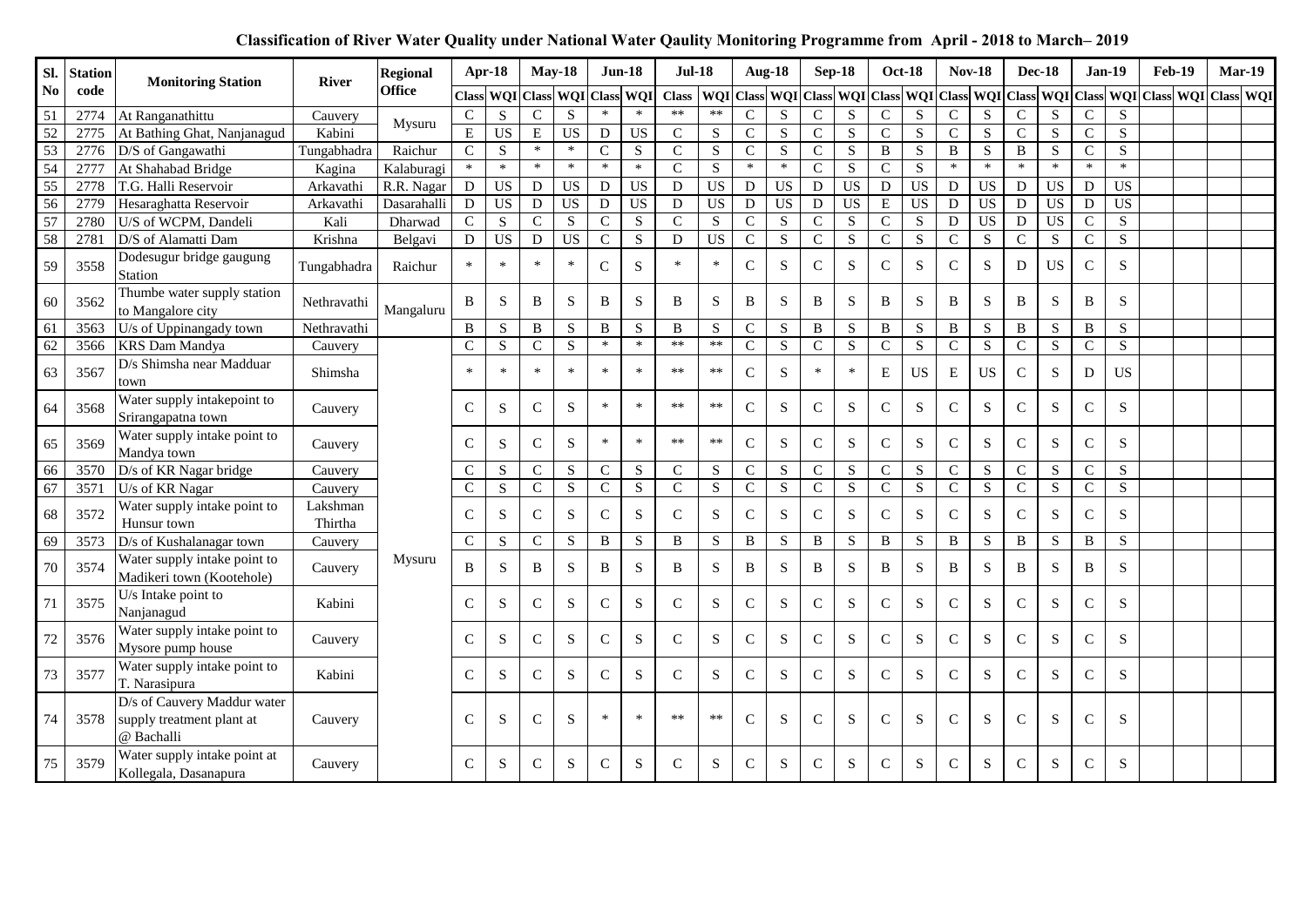**Classification of River Water Quality under National Water Qaulity Monitoring Programme from April - 2018 to March– 2019**

| Sl. No | Station code | Monitoring Station | River | Regional Office | Apr-18 | | May-18 | | Jun-18 | | Jul-18 | | Aug-18 | | Sep-18 | | Oct-18 | | Nov-18 | | Dec-18 | | Jan-19 | | Feb-19 | | Mar-19 | |
|---|---|---|---|---|---|---|---|---|---|---|---|---|---|---|---|---|---|---|---|---|---|---|---|---|---|---|---|---|
| | | | | | Class | WQI | Class | WQI | Class | WQI | Class | WQI | Class | WQI | Class | WQI | Class | WQI | Class | WQI | Class | WQI | Class | WQI | Class | WQI | Class | WQI |
| 51 | 2774 | At Ranganathittu | Cauvery | Mysuru | C | S | C | S | * | * | ** | ** | C | S | C | S | C | S | C | S | C | S | C | S | | | | |
| 52 | 2775 | At Bathing Ghat, Nanjanagud | Kabini | | E | US | E | US | D | US | C | S | C | S | C | S | C | S | C | S | C | S | C | S | | | | |
| 53 | 2776 | D/S of Gangawathi | Tungabhadra | Raichur | C | S | * | * | C | S | C | S | C | S | C | S | B | S | B | S | B | S | C | S | | | | |
| 54 | 2777 | At Shahabad Bridge | Kagina | Kalaburagi | * | * | * | * | * | * | C | S | * | * | C | S | C | S | * | * | * | * | * | * | | | | |
| 55 | 2778 | T.G. Halli Reservoir | Arkavathi | R.R. Nagar | D | US | D | US | D | US | D | US | D | US | D | US | D | US | D | US | D | US | D | US | | | | |
| 56 | 2779 | Hesaraghatta Reservoir | Arkavathi | Dasarahalli | D | US | D | US | D | US | D | US | D | US | D | US | E | US | D | US | D | US | D | US | | | | |
| 57 | 2780 | U/S of WCPM, Dandeli | Kali | Dharwad | C | S | C | S | C | S | C | S | C | S | C | S | C | S | D | US | D | US | C | S | | | | |
| 58 | 2781 | D/S of Alamatti Dam | Krishna | Belgavi | D | US | D | US | C | S | D | US | C | S | C | S | C | S | C | S | C | S | C | S | | | | |
| 59 | 3558 | Dodesugur bridge gaugung Station | Tungabhadra | Raichur | * | * | * | * | C | S | * | * | C | S | C | S | C | S | C | S | D | US | C | S | | | | |
| 60 | 3562 | Thumbe water supply station to Mangalore city | Nethravathi | Mangaluru | B | S | B | S | B | S | B | S | B | S | B | S | B | S | B | S | B | S | B | S | | | | |
| 61 | 3563 | U/s of Uppinangady town | Nethravathi | | B | S | B | S | B | S | B | S | C | S | B | S | B | S | B | S | B | S | B | S | | | | |
| 62 | 3566 | KRS Dam Mandya | Cauvery | Mysuru | C | S | C | S | * | * | ** | ** | C | S | C | S | C | S | C | S | C | S | C | S | | | | |
| 63 | 3567 | D/s Shimsha near Madduar town | Shimsha | | * | * | * | * | * | * | ** | ** | C | S | * | * | E | US | E | US | C | S | D | US | | | | |
| 64 | 3568 | Water supply intakepoint to Srirangapatna town | Cauvery | | C | S | C | S | * | * | ** | ** | C | S | C | S | C | S | C | S | C | S | C | S | | | | |
| 65 | 3569 | Water supply intake point to Mandya town | Cauvery | | C | S | C | S | * | * | ** | ** | C | S | C | S | C | S | C | S | C | S | C | S | | | | |
| 66 | 3570 | D/s of KR Nagar bridge | Cauvery | | C | S | C | S | C | S | C | S | C | S | C | S | C | S | C | S | C | S | C | S | | | | |
| 67 | 3571 | U/s of KR Nagar | Cauvery | | C | S | C | S | C | S | C | S | C | S | C | S | C | S | C | S | C | S | C | S | | | | |
| 68 | 3572 | Water supply intake point to Hunsur town | Lakshman Thirtha | | C | S | C | S | C | S | C | S | C | S | C | S | C | S | C | S | C | S | C | S | | | | |
| 69 | 3573 | D/s of Kushalanagar town | Cauvery | | C | S | C | S | B | S | B | S | B | S | B | S | B | S | B | S | B | S | B | S | | | | |
| 70 | 3574 | Water supply intake point to Madikeri town (Kootehole) | Cauvery | | B | S | B | S | B | S | B | S | B | S | B | S | B | S | B | S | B | S | B | S | | | | |
| 71 | 3575 | U/s Intake point to Nanjanagud | Kabini | | C | S | C | S | C | S | C | S | C | S | C | S | C | S | C | S | C | S | C | S | | | | |
| 72 | 3576 | Water supply intake point to Mysore pump house | Cauvery | | C | S | C | S | C | S | C | S | C | S | C | S | C | S | C | S | C | S | C | S | | | | |
| 73 | 3577 | Water supply intake point to T. Narasipura | Kabini | | C | S | C | S | C | S | C | S | C | S | C | S | C | S | C | S | C | S | C | S | | | | |
| 74 | 3578 | D/s of Cauvery Maddur water supply treatment plant at @ Bachalli | Cauvery | | C | S | C | S | * | * | ** | ** | C | S | C | S | C | S | C | S | C | S | C | S | | | | |
| 75 | 3579 | Water supply intake point at Kollegala, Dasanapura | Cauvery | | C | S | C | S | C | S | C | S | C | S | C | S | C | S | C | S | C | S | C | S | | | | |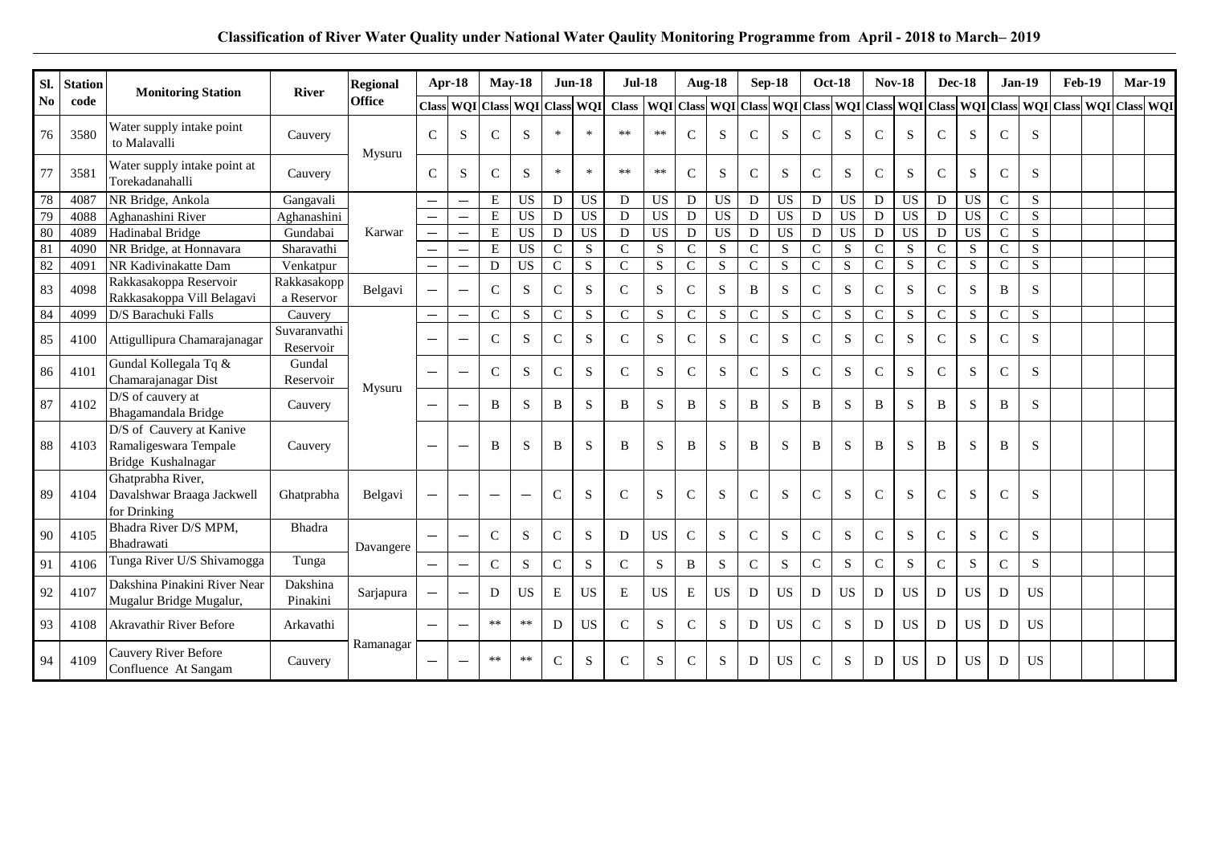**Classification of River Water Quality under National Water Qaulity Monitoring Programme from April - 2018 to March– 2019**

| Sl. No | Station code | Monitoring Station | River | Regional Office | Apr-18 | | May-18 | | Jun-18 | | Jul-18 | | Aug-18 | | Sep-18 | | Oct-18 | | Nov-18 | | Dec-18 | | Jan-19 | | Feb-19 | | Mar-19 | |
|---|---|---|---|---|---|---|---|---|---|---|---|---|---|---|---|---|---|---|---|---|---|---|---|---|---|---|---|---|
| | | | | | Class | WQI | Class | WQI | Class | WQI | Class | WQI | Class | WQI | Class | WQI | Class | WQI | Class | WQI | Class | WQI | Class | WQI | Class | WQI | Class | WQI |
| 76 | 3580 | Water supply intake point to Malavalli | Cauvery | Mysuru | C | S | C | S | * | * | ** | ** | C | S | C | S | C | S | C | S | C | S | C | S | | | | |
| 77 | 3581 | Water supply intake point at Torekadanahalli | Cauvery | | C | S | C | S | * | * | ** | ** | C | S | C | S | C | S | C | S | C | S | C | S | | | | |
| 78 | 4087 | NR Bridge, Ankola | Gangavali | Karwar | — | — | E | US | D | US | D | US | D | US | D | US | D | US | D | US | D | US | C | S | | | | |
| 79 | 4088 | Aghanashini River | Aghanashini | | — | — | E | US | D | US | D | US | D | US | D | US | D | US | D | US | D | US | C | S | | | | |
| 80 | 4089 | Hadinabal Bridge | Gundabai | | — | — | E | US | D | US | D | US | D | US | D | US | D | US | D | US | D | US | C | S | | | | |
| 81 | 4090 | NR Bridge, at Honnavara | Sharavathi | | — | — | E | US | C | S | C | S | C | S | C | S | C | S | C | S | C | S | C | S | | | | |
| 82 | 4091 | NR Kadivinakatte Dam | Venkatpur | | — | — | D | US | C | S | C | S | C | S | C | S | C | S | C | S | C | S | C | S | | | | |
| 83 | 4098 | Rakkasakoppa Reservoir Rakkasakoppa Vill Belagavi | Rakkasakoppa Reservoir | Belgavi | — | — | C | S | C | S | C | S | C | S | B | S | C | S | C | S | C | S | B | S | | | | |
| 84 | 4099 | D/S Barachuki Falls | Cauvery | Mysuru | — | — | C | S | C | S | C | S | C | S | C | S | C | S | C | S | C | S | C | S | | | | |
| 85 | 4100 | Attigullipura Chamarajanagar | Suvaranvathi Reservoir | | — | — | C | S | C | S | C | S | C | S | C | S | C | S | C | S | C | S | C | S | | | | |
| 86 | 4101 | Gundal Kollegala Tq & Chamarajanagar Dist | Gundal Reservoir | | — | — | C | S | C | S | C | S | C | S | C | S | C | S | C | S | C | S | C | S | | | | |
| 87 | 4102 | D/S of cauvery at Bhagamandala Bridge | Cauvery | | — | — | B | S | B | S | B | S | B | S | B | S | B | S | B | S | B | S | B | S | | | | |
| 88 | 4103 | D/S of Cauvery at Kanive Ramaligeswara Tempale Bridge Kushalnagar | Cauvery | | — | — | B | S | B | S | B | S | B | S | B | S | B | S | B | S | B | S | B | S | | | | |
| 89 | 4104 | Ghatprabha River, Davalshwar Braaga Jackwell for Drinking | Ghatprabha | Belgavi | — | — | — | — | C | S | C | S | C | S | C | S | C | S | C | S | C | S | C | S | | | | |
| 90 | 4105 | Bhadra River D/S MPM, Bhadrawati | Bhadra | Davangere | — | — | C | S | C | S | D | US | C | S | C | S | C | S | C | S | C | S | C | S | | | | |
| 91 | 4106 | Tunga River U/S Shivamogga | Tunga | | — | — | C | S | C | S | C | S | B | S | C | S | C | S | C | S | C | S | C | S | | | | |
| 92 | 4107 | Dakshina Pinakini River Near Mugalur Bridge Mugalur, | Dakshina Pinakini | Sarjapura | — | — | D | US | E | US | E | US | E | US | D | US | D | US | D | US | D | US | D | US | | | | |
| 93 | 4108 | Akravathir River Before | Arkavathi | Ramanagar | — | — | ** | ** | D | US | C | S | C | S | D | US | C | S | D | US | D | US | D | US | | | | |
| 94 | 4109 | Cauvery River Before Confluence At Sangam | Cauvery | | — | — | ** | ** | C | S | C | S | C | S | D | US | C | S | D | US | D | US | D | US | | | | |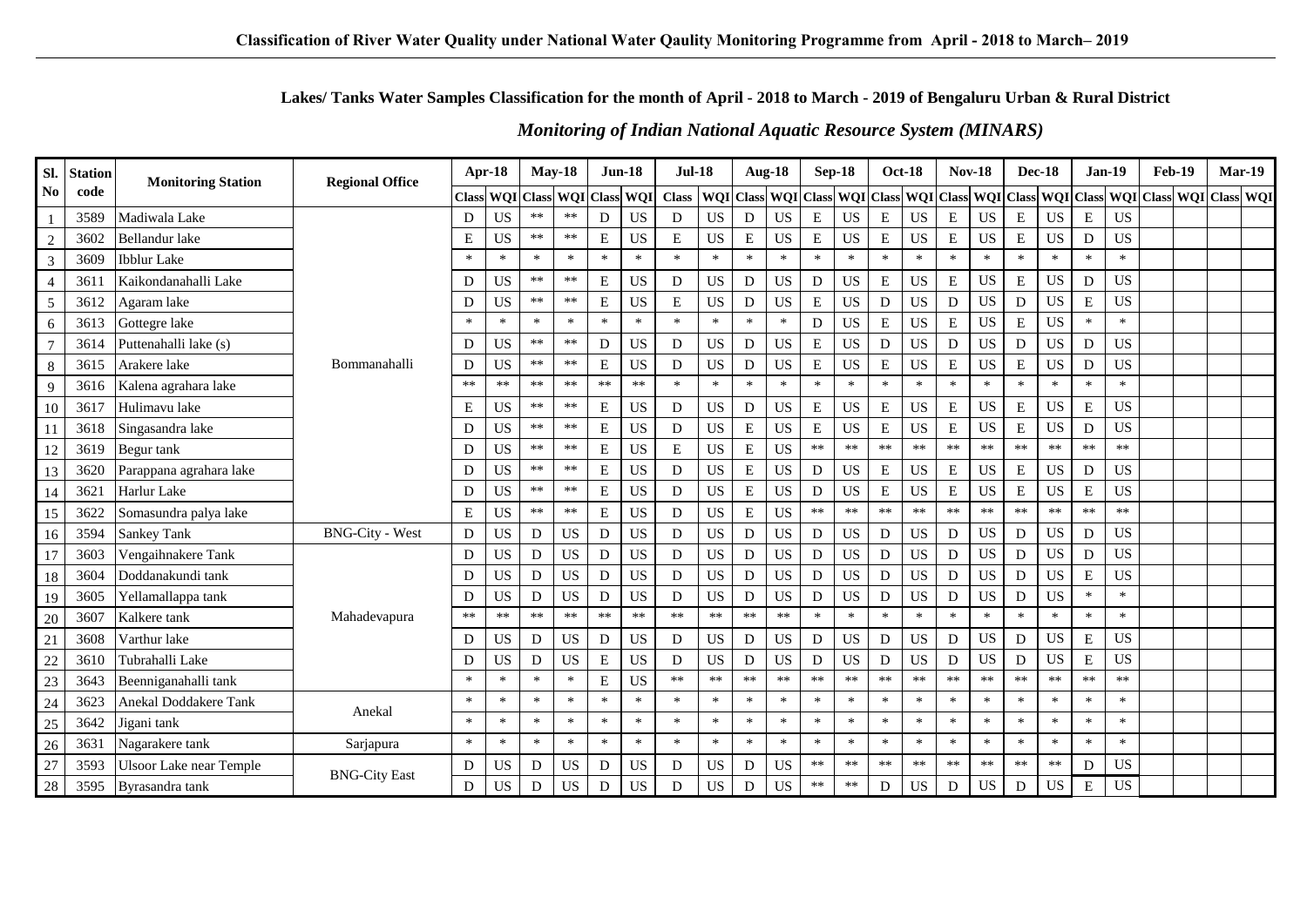# Classification of River Water Quality under National Water Qaulity Monitoring Programme from April - 2018 to March– 2019

**Lakes/ Tanks Water Samples Classification for the month of April - 2018 to March - 2019 of Bengaluru Urban & Rural District**

***Monitoring of Indian National Aquatic Resource System (MINARS)***

| Sl. No | Station code | Monitoring Station | Regional Office | Apr-18 | | May-18 | | Jun-18 | | Jul-18 | | Aug-18 | | Sep-18 | | Oct-18 | | Nov-18 | | Dec-18 | | Jan-19 | | Feb-19 | | Mar-19 | |
|---|---|---|---|---|---|---|---|---|---|---|---|---|---|---|---|---|---|---|---|---|---|---|---|---|---|---|---|
| | | | | Class | WQI | Class | WQI | Class | WQI | Class | WQI | Class | WQI | Class | WQI | Class | WQI | Class | WQI | Class | WQI | Class | WQI | Class | WQI | Class | WQI |
| 1 | 3589 | Madiwala Lake | Bommanahalli | D | US | ** | ** | D | US | D | US | D | US | E | US | E | US | E | US | E | US | E | US | | | | |
| 2 | 3602 | Bellandur lake | | E | US | ** | ** | E | US | E | US | E | US | E | US | E | US | E | US | E | US | D | US | | | | |
| 3 | 3609 | Ibblur Lake | | * | * | * | * | * | * | * | * | * | * | * | * | * | * | * | * | * | * | * | * | | | | |
| 4 | 3611 | Kaikondanahalli Lake | | D | US | ** | ** | E | US | D | US | D | US | D | US | E | US | E | US | E | US | D | US | | | | |
| 5 | 3612 | Agaram lake | | D | US | ** | ** | E | US | E | US | D | US | E | US | D | US | D | US | D | US | E | US | | | | |
| 6 | 3613 | Gottegre lake | | * | * | * | * | * | * | * | * | * | * | D | US | E | US | E | US | E | US | * | * | | | | |
| 7 | 3614 | Puttenahalli lake (s) | | D | US | ** | ** | D | US | D | US | D | US | E | US | D | US | D | US | D | US | D | US | | | | |
| 8 | 3615 | Arakere lake | | D | US | ** | ** | E | US | D | US | D | US | E | US | E | US | E | US | E | US | D | US | | | | |
| 9 | 3616 | Kalena agrahara lake | | ** | ** | ** | ** | ** | ** | * | * | * | * | * | * | * | * | * | * | * | * | * | * | | | | |
| 10 | 3617 | Hulimavu lake | | E | US | ** | ** | E | US | D | US | D | US | E | US | E | US | E | US | E | US | E | US | | | | |
| 11 | 3618 | Singasandra lake | | D | US | ** | ** | E | US | D | US | E | US | E | US | E | US | E | US | E | US | D | US | | | | |
| 12 | 3619 | Begur tank | | D | US | ** | ** | E | US | E | US | E | US | ** | ** | ** | ** | ** | ** | ** | ** | ** | ** | | | | |
| 13 | 3620 | Parappana agrahara lake | | D | US | ** | ** | E | US | D | US | E | US | D | US | E | US | E | US | E | US | D | US | | | | |
| 14 | 3621 | Harlur Lake | | D | US | ** | ** | E | US | D | US | E | US | D | US | E | US | E | US | E | US | E | US | | | | |
| 15 | 3622 | Somasundra palya lake | | E | US | ** | ** | E | US | D | US | E | US | ** | ** | ** | ** | ** | ** | ** | ** | ** | ** | | | | |
| 16 | 3594 | Sankey Tank | BNG-City - West | D | US | D | US | D | US | D | US | D | US | D | US | D | US | D | US | D | US | D | US | | | | |
| 17 | 3603 | Vengaihnakere Tank | Mahadevapura | D | US | D | US | D | US | D | US | D | US | D | US | D | US | D | US | D | US | D | US | | | | |
| 18 | 3604 | Doddanakundi tank | | D | US | D | US | D | US | D | US | D | US | D | US | D | US | D | US | D | US | E | US | | | | |
| 19 | 3605 | Yellamallappa tank | | D | US | D | US | D | US | D | US | D | US | D | US | D | US | D | US | D | US | * | * | | | | |
| 20 | 3607 | Kalkere tank | | ** | ** | ** | ** | ** | ** | ** | ** | ** | ** | * | * | * | * | * | * | * | * | * | * | | | | |
| 21 | 3608 | Varthur lake | | D | US | D | US | D | US | D | US | D | US | D | US | D | US | D | US | D | US | E | US | | | | |
| 22 | 3610 | Tubrahalli Lake | | D | US | D | US | E | US | D | US | D | US | D | US | D | US | D | US | D | US | E | US | | | | |
| 23 | 3643 | Beenniganahalli tank | | * | * | * | * | E | US | ** | ** | ** | ** | ** | ** | ** | ** | ** | ** | ** | ** | ** | ** | | | | |
| 24 | 3623 | Anekal Doddakere Tank | Anekal | * | * | * | * | * | * | * | * | * | * | * | * | * | * | * | * | * | * | * | * | | | | |
| 25 | 3642 | Jigani tank | | * | * | * | * | * | * | * | * | * | * | * | * | * | * | * | * | * | * | * | * | | | | |
| 26 | 3631 | Nagarakere tank | Sarjapura | * | * | * | * | * | * | * | * | * | * | * | * | * | * | * | * | * | * | * | * | | | | |
| 27 | 3593 | Ulsoor Lake near Temple | BNG-City East | D | US | D | US | D | US | D | US | D | US | ** | ** | ** | ** | ** | ** | ** | ** | D | US | | | | |
| 28 | 3595 | Byrasandra tank | | D | US | D | US | D | US | D | US | D | US | ** | ** | D | US | D | US | D | US | E | US | | | | |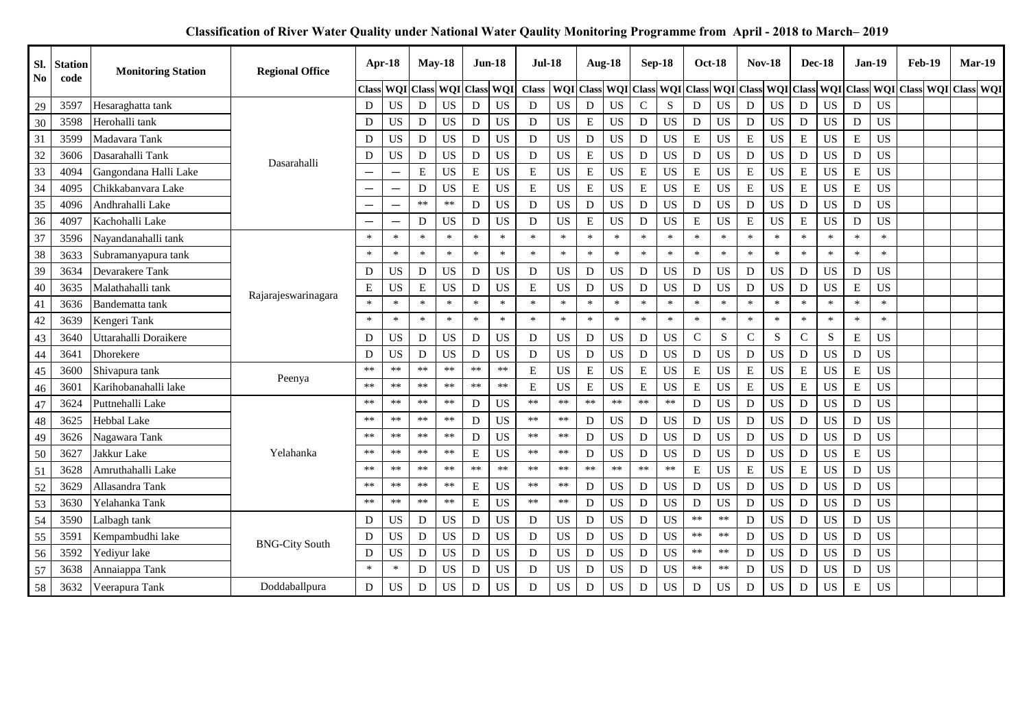**Classification of River Water Quality under National Water Qaulity Monitoring Programme from April - 2018 to March– 2019**

| Sl. No | Station code | Monitoring Station | Regional Office | Apr-18 | | May-18 | | Jun-18 | | Jul-18 | | Aug-18 | | Sep-18 | | Oct-18 | | Nov-18 | | Dec-18 | | Jan-19 | | Feb-19 | | Mar-19 | |
|---|---|---|---|---|---|---|---|---|---|---|---|---|---|---|---|---|---|---|---|---|---|---|---|---|---|---|---|
| | | | | Class | WQI | Class | WQI | Class | WQI | Class | WQI | Class | WQI | Class | WQI | Class | WQI | Class | WQI | Class | WQI | Class | WQI | Class | WQI | Class | WQI |
| 29 | 3597 | Hesaraghatta tank | Dasarahalli | D | US | D | US | D | US | D | US | D | US | C | S | D | US | D | US | D | US | D | US | | | | |
| 30 | 3598 | Herohalli tank | | D | US | D | US | D | US | D | US | E | US | D | US | D | US | D | US | D | US | D | US | | | | |
| 31 | 3599 | Madavara Tank | | D | US | D | US | D | US | D | US | D | US | D | US | E | US | E | US | E | US | E | US | | | | |
| 32 | 3606 | Dasarahalli Tank | | D | US | D | US | D | US | D | US | E | US | D | US | D | US | D | US | D | US | D | US | | | | |
| 33 | 4094 | Gangondana Halli Lake | | — | — | E | US | E | US | E | US | E | US | E | US | E | US | E | US | E | US | E | US | | | | |
| 34 | 4095 | Chikkabanvara Lake | | — | — | D | US | E | US | E | US | E | US | E | US | E | US | E | US | E | US | E | US | | | | |
| 35 | 4096 | Andhrahalli Lake | | — | — | ** | ** | D | US | D | US | D | US | D | US | D | US | D | US | D | US | D | US | | | | |
| 36 | 4097 | Kachohalli Lake | | — | — | D | US | D | US | D | US | E | US | D | US | E | US | E | US | E | US | D | US | | | | |
| 37 | 3596 | Nayandanahalli tank | Rajarajeswarinagara | * | * | * | * | * | * | * | * | * | * | * | * | * | * | * | * | * | * | * | * | | | | |
| 38 | 3633 | Subramanyapura tank | | * | * | * | * | * | * | * | * | * | * | * | * | * | * | * | * | * | * | * | * | | | | |
| 39 | 3634 | Devarakere Tank | | D | US | D | US | D | US | D | US | D | US | D | US | D | US | D | US | D | US | D | US | | | | |
| 40 | 3635 | Malathahalli tank | | E | US | E | US | D | US | E | US | D | US | D | US | D | US | D | US | D | US | E | US | | | | |
| 41 | 3636 | Bandematta tank | | * | * | * | * | * | * | * | * | * | * | * | * | * | * | * | * | * | * | * | * | | | | |
| 42 | 3639 | Kengeri Tank | | * | * | * | * | * | * | * | * | * | * | * | * | * | * | * | * | * | * | * | * | | | | |
| 43 | 3640 | Uttarahalli Doraikere | | D | US | D | US | D | US | D | US | D | US | D | US | C | S | C | S | C | S | E | US | | | | |
| 44 | 3641 | Dhorekere | | D | US | D | US | D | US | D | US | D | US | D | US | D | US | D | US | D | US | D | US | | | | |
| 45 | 3600 | Shivapura tank | Peenya | ** | ** | ** | ** | ** | ** | E | US | E | US | E | US | E | US | E | US | E | US | E | US | | | | |
| 46 | 3601 | Karihobanahalli lake | | ** | ** | ** | ** | ** | ** | E | US | E | US | E | US | E | US | E | US | E | US | E | US | | | | |
| 47 | 3624 | Puttnehalli Lake | Yelahanka | ** | ** | ** | ** | D | US | ** | ** | ** | ** | ** | ** | D | US | D | US | D | US | D | US | | | | |
| 48 | 3625 | Hebbal Lake | | ** | ** | ** | ** | D | US | ** | ** | D | US | D | US | D | US | D | US | D | US | D | US | | | | |
| 49 | 3626 | Nagawara Tank | | ** | ** | ** | ** | D | US | ** | ** | D | US | D | US | D | US | D | US | D | US | D | US | | | | |
| 50 | 3627 | Jakkur Lake | | ** | ** | ** | ** | E | US | ** | ** | D | US | D | US | D | US | D | US | D | US | E | US | | | | |
| 51 | 3628 | Amruthahalli Lake | | ** | ** | ** | ** | ** | ** | ** | ** | ** | ** | ** | ** | E | US | E | US | E | US | D | US | | | | |
| 52 | 3629 | Allasandra Tank | | ** | ** | ** | ** | E | US | ** | ** | D | US | D | US | D | US | D | US | D | US | D | US | | | | |
| 53 | 3630 | Yelahanka Tank | | ** | ** | ** | ** | E | US | ** | ** | D | US | D | US | D | US | D | US | D | US | D | US | | | | |
| 54 | 3590 | Lalbagh tank | BNG-City South | D | US | D | US | D | US | D | US | D | US | D | US | ** | ** | D | US | D | US | D | US | | | | |
| 55 | 3591 | Kempambudhi lake | | D | US | D | US | D | US | D | US | D | US | D | US | ** | ** | D | US | D | US | D | US | | | | |
| 56 | 3592 | Yediyur lake | | D | US | D | US | D | US | D | US | D | US | D | US | ** | ** | D | US | D | US | D | US | | | | |
| 57 | 3638 | Annaiappa Tank | | * | * | D | US | D | US | D | US | D | US | D | US | ** | ** | D | US | D | US | D | US | | | | |
| 58 | 3632 | Veerapura Tank | Doddaballpura | D | US | D | US | D | US | D | US | D | US | D | US | D | US | D | US | D | US | E | US | | | | |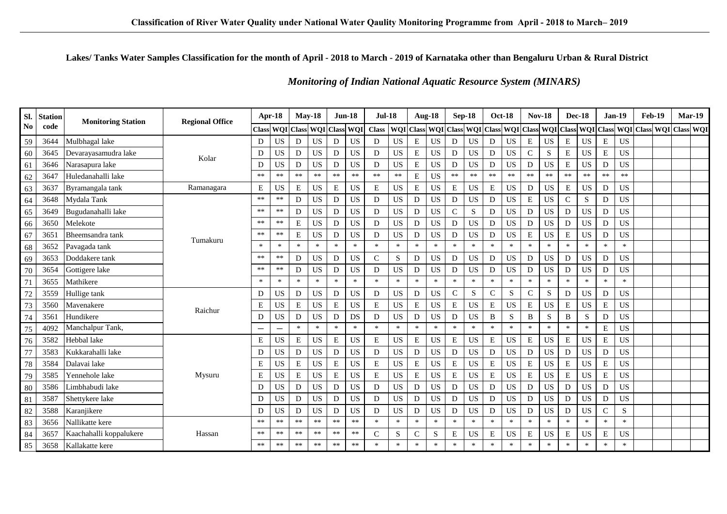**Classification of River Water Quality under National Water Qaulity Monitoring Programme from April - 2018 to March– 2019**

**Lakes/ Tanks Water Samples Classification for the month of April - 2018 to March - 2019 of Karnataka other than Bengaluru Urban & Rural District**

## *Monitoring of Indian National Aquatic Resource System (MINARS)*

| Sl. No | Station code | Monitoring Station | Regional Office | Apr-18 | | May-18 | | Jun-18 | | Jul-18 | | Aug-18 | | Sep-18 | | Oct-18 | | Nov-18 | | Dec-18 | | Jan-19 | | Feb-19 | | Mar-19 | |
|---|---|---|---|---|---|---|---|---|---|---|---|---|---|---|---|---|---|---|---|---|---|---|---|---|---|---|---|
| | | | | Class | WQI | Class | WQI | Class | WQI | Class | WQI | Class | WQI | Class | WQI | Class | WQI | Class | WQI | Class | WQI | Class | WQI | Class | WQI | Class | WQI |
| 59 | 3644 | Mulbhagal lake | Kolar | D | US | D | US | D | US | D | US | E | US | D | US | D | US | E | US | E | US | E | US | | | | |
| 60 | 3645 | Devarayasamudra lake | | D | US | D | US | D | US | D | US | E | US | D | US | D | US | C | S | E | US | E | US | | | | |
| 61 | 3646 | Narasapura lake | | D | US | D | US | D | US | D | US | E | US | D | US | D | US | D | US | E | US | D | US | | | | |
| 62 | 3647 | Huledanahalli lake | | ** | ** | ** | ** | ** | ** | ** | ** | E | US | ** | ** | ** | ** | ** | ** | ** | ** | ** | ** | | | | |
| 63 | 3637 | Byramangala tank | Ramanagara | E | US | E | US | E | US | E | US | E | US | E | US | E | US | D | US | E | US | D | US | | | | |
| 64 | 3648 | Mydala Tank | Tumakuru | ** | ** | D | US | D | US | D | US | D | US | D | US | D | US | E | US | C | S | D | US | | | | |
| 65 | 3649 | Bugudanahalli lake | | ** | ** | D | US | D | US | D | US | D | US | C | S | D | US | D | US | D | US | D | US | | | | |
| 66 | 3650 | Melekote | | ** | ** | E | US | D | US | D | US | D | US | D | US | D | US | D | US | D | US | D | US | | | | |
| 67 | 3651 | Bheemsandra tank | | ** | ** | E | US | D | US | D | US | D | US | D | US | D | US | E | US | E | US | D | US | | | | |
| 68 | 3652 | Pavagada tank | | * | * | * | * | * | * | * | * | * | * | * | * | * | * | * | * | * | * | * | * | | | | |
| 69 | 3653 | Doddakere tank | | ** | ** | D | US | D | US | C | S | D | US | D | US | D | US | D | US | D | US | D | US | | | | |
| 70 | 3654 | Gottigere lake | | ** | ** | D | US | D | US | D | US | D | US | D | US | D | US | D | US | D | US | D | US | | | | |
| 71 | 3655 | Mathikere | | * | * | * | * | * | * | * | * | * | * | * | * | * | * | * | * | * | * | * | * | | | | |
| 72 | 3559 | Hullige tank | Raichur | D | US | D | US | D | US | D | US | D | US | C | S | C | S | C | S | D | US | D | US | | | | |
| 73 | 3560 | Mavenakere | | E | US | E | US | E | US | E | US | E | US | E | US | E | US | E | US | E | US | E | US | | | | |
| 74 | 3561 | Hundikere | | D | US | D | US | D | DS | D | US | D | US | D | US | B | S | B | S | B | S | D | US | | | | |
| 75 | 4092 | Manchalpur Tank, | | — | — | * | * | * | * | * | * | * | * | * | * | * | * | * | * | * | * | E | US | | | | |
| 76 | 3582 | Hebbal lake | Mysuru | E | US | E | US | E | US | E | US | E | US | E | US | E | US | E | US | E | US | E | US | | | | |
| 77 | 3583 | Kukkarahalli lake | | D | US | D | US | D | US | D | US | D | US | D | US | D | US | D | US | D | US | D | US | | | | |
| 78 | 3584 | Dalavai lake | | E | US | E | US | E | US | E | US | E | US | E | US | E | US | E | US | E | US | E | US | | | | |
| 79 | 3585 | Yennehole lake | | E | US | E | US | E | US | E | US | E | US | E | US | E | US | E | US | E | US | E | US | | | | |
| 80 | 3586 | Limbhabudi lake | | D | US | D | US | D | US | D | US | D | US | D | US | D | US | D | US | D | US | D | US | | | | |
| 81 | 3587 | Shettykere lake | | D | US | D | US | D | US | D | US | D | US | D | US | D | US | D | US | D | US | D | US | | | | |
| 82 | 3588 | Karanjikere | | D | US | D | US | D | US | D | US | D | US | D | US | D | US | D | US | D | US | C | S | | | | |
| 83 | 3656 | Nallikatte kere | Hassan | ** | ** | ** | ** | ** | ** | * | * | * | * | * | * | * | * | * | * | * | * | * | * | | | | |
| 84 | 3657 | Kaachahalli koppalukere | | ** | ** | ** | ** | ** | ** | C | S | C | S | E | US | E | US | E | US | E | US | E | US | | | | |
| 85 | 3658 | Kallakatte kere | | ** | ** | ** | ** | ** | ** | * | * | * | * | * | * | * | * | * | * | * | * | * | * | | | | |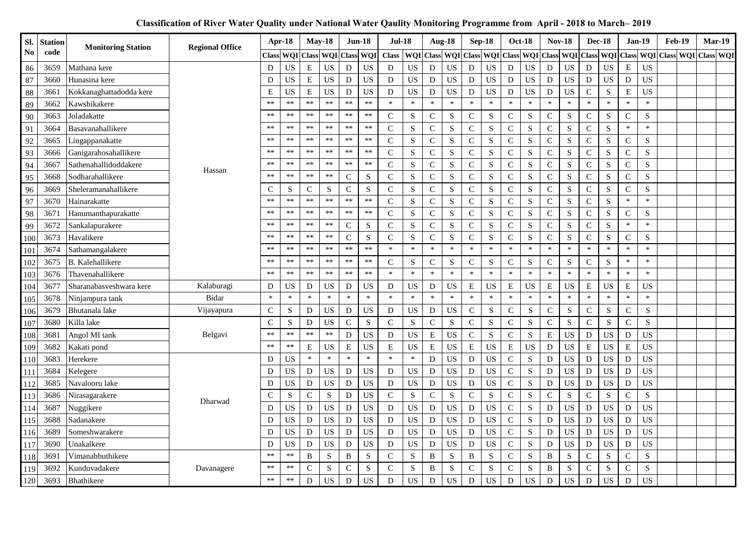# Classification of River Water Quality under National Water Qaulity Monitoring Programme from April - 2018 to March– 2019

| Sl. No | Station code | Monitoring Station | Regional Office | Apr-18 | | May-18 | | Jun-18 | | Jul-18 | | Aug-18 | | Sep-18 | | Oct-18 | | Nov-18 | | Dec-18 | | Jan-19 | | Feb-19 | | Mar-19 | |
|---|---|---|---|---|---|---|---|---|---|---|---|---|---|---|---|---|---|---|---|---|---|---|---|---|---|---|---|
| | | | | Class | WQI | Class | WQI | Class | WQI | Class | WQI | Class | WQI | Class | WQI | Class | WQI | Class | WQI | Class | WQI | Class | WQI | Class | WQI | Class | WQI |
| 86 | 3659 | Mathana kere | Hassan | D | US | E | US | D | US | D | US | D | US | D | US | D | US | D | US | D | US | E | US | | | | |
| 87 | 3660 | Hunasina kere | | D | US | E | US | D | US | D | US | D | US | D | US | D | US | D | US | D | US | D | US | | | | |
| 88 | 3661 | Kokkanaghattadodda kere | | E | US | E | US | D | US | D | US | D | US | D | US | D | US | D | US | C | S | E | US | | | | |
| 89 | 3662 | Kawshikakere | | ** | ** | ** | ** | ** | ** | * | * | * | * | * | * | * | * | * | * | * | * | * | * | | | | |
| 90 | 3663 | Joladakatte | | ** | ** | ** | ** | ** | ** | C | S | C | S | C | S | C | S | C | S | C | S | C | S | | | | |
| 91 | 3664 | Basavanahallikere | | ** | ** | ** | ** | ** | ** | C | S | C | S | C | S | C | S | C | S | C | S | * | * | | | | |
| 92 | 3665 | Lingappanakatte | | ** | ** | ** | ** | ** | ** | C | S | C | S | C | S | C | S | C | S | C | S | C | S | | | | |
| 93 | 3666 | Ganigarahosahallikere | | ** | ** | ** | ** | ** | ** | C | S | C | S | C | S | C | S | C | S | C | S | C | S | | | | |
| 94 | 3667 | Sathenahallidoddakere | | ** | ** | ** | ** | ** | ** | C | S | C | S | C | S | C | S | C | S | C | S | C | S | | | | |
| 95 | 3668 | Sodharahallikere | | ** | ** | ** | ** | C | S | C | S | C | S | C | S | C | S | C | S | C | S | C | S | | | | |
| 96 | 3669 | Sheleramanahallikere | | C | S | C | S | C | S | C | S | C | S | C | S | C | S | C | S | C | S | C | S | | | | |
| 97 | 3670 | Hainarakatte | | ** | ** | ** | ** | ** | ** | C | S | C | S | C | S | C | S | C | S | C | S | * | * | | | | |
| 98 | 3671 | Hanumanthapurakatte | | ** | ** | ** | ** | ** | ** | C | S | C | S | C | S | C | S | C | S | C | S | C | S | | | | |
| 99 | 3672 | Sankalapurakere | | ** | ** | ** | ** | C | S | C | S | C | S | C | S | C | S | C | S | C | S | * | * | | | | |
| 100 | 3673 | Havalikere | | ** | ** | ** | ** | C | S | C | S | C | S | C | S | C | S | C | S | C | S | C | S | | | | |
| 101 | 3674 | Sathamangalakere | | ** | ** | ** | ** | ** | ** | * | * | * | * | * | * | * | * | * | * | * | * | * | * | | | | |
| 102 | 3675 | B. Kalehallikere | | ** | ** | ** | ** | ** | ** | C | S | C | S | C | S | C | S | C | S | C | S | * | * | | | | |
| 103 | 3676 | Thavenahallikere | | ** | ** | ** | ** | ** | ** | * | * | * | * | * | * | * | * | * | * | * | * | * | * | | | | |
| 104 | 3677 | Sharanabasveshwara kere | Kalaburagi | D | US | D | US | D | US | D | US | D | US | E | US | E | US | E | US | E | US | E | US | | | | |
| 105 | 3678 | Ninjampura tank | Bidar | * | * | * | * | * | * | * | * | * | * | * | * | * | * | * | * | * | * | * | * | | | | |
| 106 | 3679 | Bhutanala lake | Vijayapura | C | S | D | US | D | US | D | US | D | US | C | S | C | S | C | S | C | S | C | S | | | | |
| 107 | 3680 | Killa lake | Belgavi | C | S | D | US | C | S | C | S | C | S | C | S | C | S | C | S | C | S | C | S | | | | |
| 108 | 3681 | Angol MI tank | | ** | ** | ** | ** | D | US | D | US | E | US | C | S | C | S | E | US | D | US | D | US | | | | |
| 109 | 3682 | Kakati pond | | ** | ** | E | US | E | US | E | US | E | US | E | US | E | US | D | US | E | US | E | US | | | | |
| 110 | 3683 | Herekere | Dharwad | D | US | * | * | * | * | * | * | D | US | D | US | C | S | D | US | D | US | D | US | | | | |
| 111 | 3684 | Kelegere | | D | US | D | US | D | US | D | US | D | US | D | US | C | S | D | US | D | US | D | US | | | | |
| 112 | 3685 | Navalooru lake | | D | US | D | US | D | US | D | US | D | US | D | US | C | S | D | US | D | US | D | US | | | | |
| 113 | 3686 | Nirasagarakere | | C | S | C | S | D | US | C | S | C | S | C | S | C | S | C | S | C | S | C | S | | | | |
| 114 | 3687 | Nuggikere | | D | US | D | US | D | US | D | US | D | US | D | US | C | S | D | US | D | US | D | US | | | | |
| 115 | 3688 | Sadanakere | | D | US | D | US | D | US | D | US | D | US | D | US | C | S | D | US | D | US | D | US | | | | |
| 116 | 3689 | Someshwarakere | | D | US | D | US | D | US | D | US | D | US | D | US | C | S | D | US | D | US | D | US | | | | |
| 117 | 3690 | Unakalkere | | D | US | D | US | D | US | D | US | D | US | D | US | C | S | D | US | D | US | D | US | | | | |
| 118 | 3691 | Vimanabhuthikere | Davanagere | ** | ** | B | S | B | S | C | S | B | S | B | S | C | S | B | S | C | S | C | S | | | | |
| 119 | 3692 | Kunduvadakere | | ** | ** | C | S | C | S | C | S | B | S | C | S | C | S | B | S | C | S | C | S | | | | |
| 120 | 3693 | Bhathikere | | ** | ** | D | US | D | US | D | US | D | US | D | US | D | US | D | US | D | US | D | US | | | | |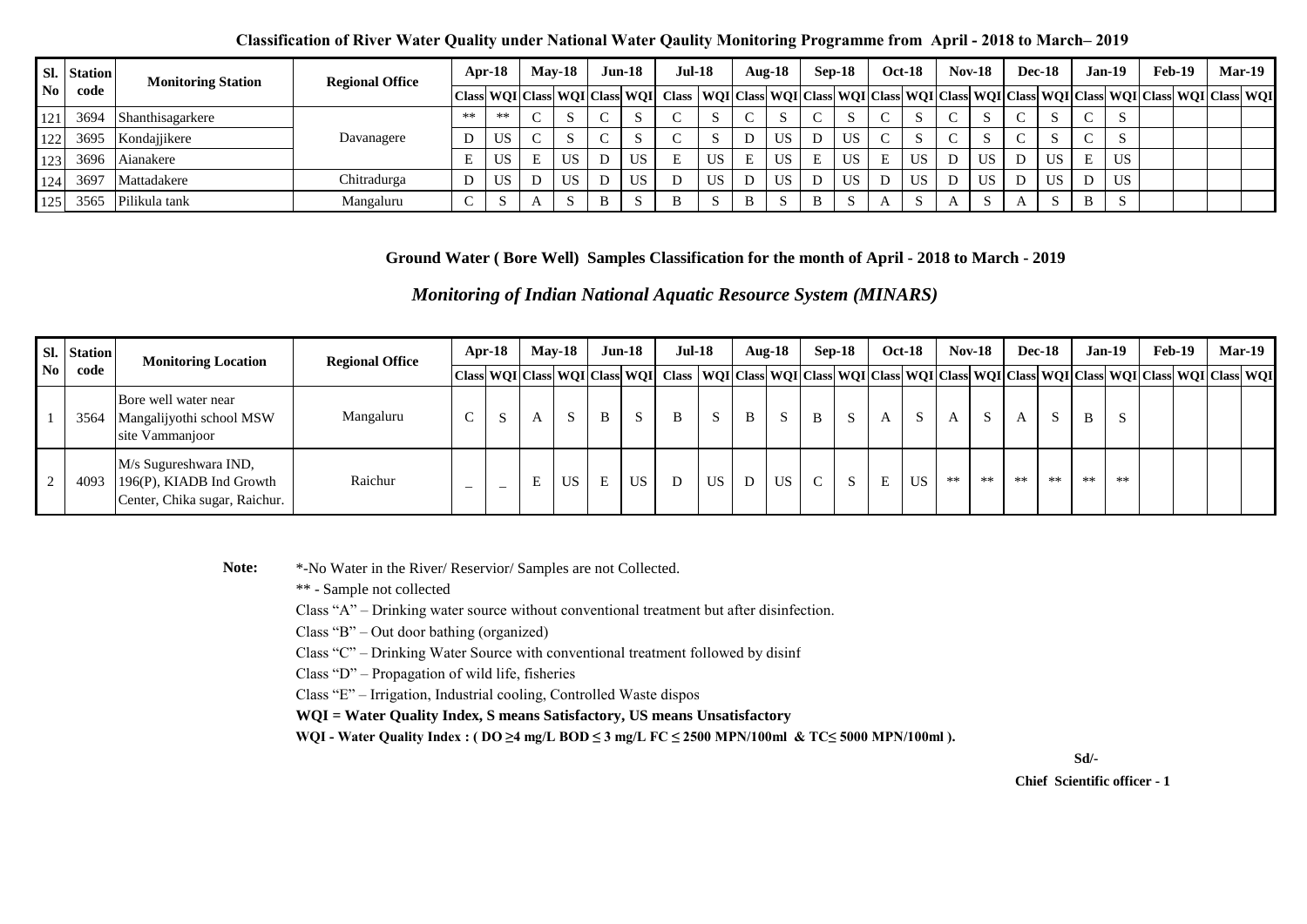**Classification of River Water Quality under National Water Qaulity Monitoring Programme from April - 2018 to March– 2019**

| Sl. No | Station code | Monitoring Station | Regional Office | Apr-18 | | May-18 | | Jun-18 | | Jul-18 | | Aug-18 | | Sep-18 | | Oct-18 | | Nov-18 | | Dec-18 | | Jan-19 | | Feb-19 | | Mar-19 | |
|---|---|---|---|---|---|---|---|---|---|---|---|---|---|---|---|---|---|---|---|---|---|---|---|---|---|---|---|
| | | | | Class | WQI | Class | WQI | Class | WQI | Class | WQI | Class | WQI | Class | WQI | Class | WQI | Class | WQI | Class | WQI | Class | WQI | Class | WQI | Class | WQI |
| 121 | 3694 | Shanthisagarkere | Davanagere | ** | ** | C | S | C | S | C | S | C | S | C | S | C | S | C | S | C | S | C | S | | | | |
| 122 | 3695 | Kondajjikere | Davanagere | D | US | C | S | C | S | C | S | D | US | D | US | C | S | C | S | C | S | C | S | | | | |
| 123 | 3696 | Aianakere | Davanagere | E | US | E | US | D | US | E | US | E | US | E | US | E | US | D | US | D | US | E | US | | | | |
| 124 | 3697 | Mattadakere | Chitradurga | D | US | D | US | D | US | D | US | D | US | D | US | D | US | D | US | D | US | D | US | | | | |
| 125 | 3565 | Pilikula tank | Mangaluru | C | S | A | S | B | S | B | S | B | S | B | S | A | S | A | S | A | S | B | S | | | | |

**Ground Water ( Bore Well) Samples Classification for the month of April - 2018 to March - 2019**

***Monitoring of Indian National Aquatic Resource System (MINARS)***

| Sl. No | Station code | Monitoring Location | Regional Office | Apr-18 | | May-18 | | Jun-18 | | Jul-18 | | Aug-18 | | Sep-18 | | Oct-18 | | Nov-18 | | Dec-18 | | Jan-19 | | Feb-19 | | Mar-19 | |
|---|---|---|---|---|---|---|---|---|---|---|---|---|---|---|---|---|---|---|---|---|---|---|---|---|---|---|---|
| | | | | Class | WQI | Class | WQI | Class | WQI | Class | WQI | Class | WQI | Class | WQI | Class | WQI | Class | WQI | Class | WQI | Class | WQI | Class | WQI | Class | WQI |
| 1 | 3564 | Bore well water near Mangalijyothi school MSW site Vammanjoor | Mangaluru | C | S | A | S | B | S | B | S | B | S | B | S | A | S | A | S | A | S | B | S | | | | |
| 2 | 4093 | M/s Sugureshwara IND, 196(P), KIADB Ind Growth Center, Chika sugar, Raichur. | Raichur | _ | _ | E | US | E | US | D | US | D | US | C | S | E | US | ** | ** | ** | ** | ** | ** | | | | |

**Note:** *-No Water in the River/ Reservior/ Samples are not Collected.

** - Sample not collected

Class "A" – Drinking water source without conventional treatment but after disinfection.

Class "B" – Out door bathing (organized)

Class "C" – Drinking Water Source with conventional treatment followed by disinf

Class "D" – Propagation of wild life, fisheries

Class "E" – Irrigation, Industrial cooling, Controlled Waste dispos

**WQI = Water Quality Index, S means Satisfactory, US means Unsatisfactory**

**WQI - Water Quality Index : ( DO ≥4 mg/L BOD ≤ 3 mg/L FC ≤ 2500 MPN/100ml & TC≤ 5000 MPN/100ml ).**

**Sd/-**

**Chief Scientific officer - 1**